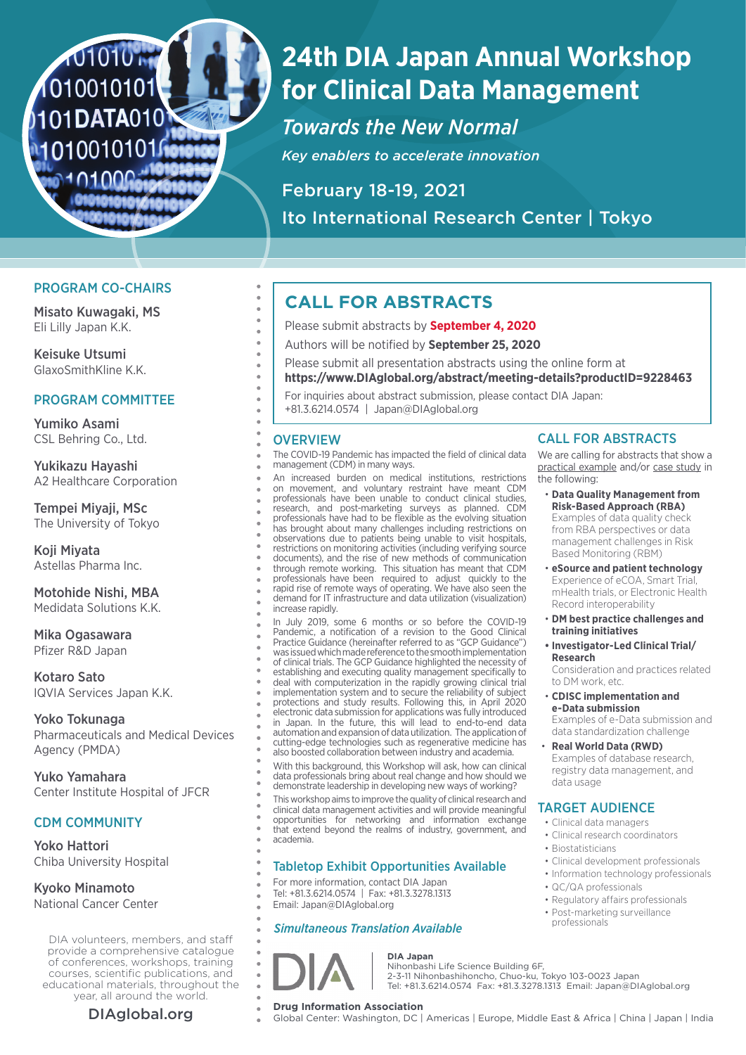# 24th DIA Japan Annual Workshop for Clinical Data Management

*Towards the New Normal*

*Key enablers to accelerate innovation*

February 18-19, 2021

Ito International Research Center | Tokyo

## PROGRAM CO-CHAIRS

**Misato Kuwagaki, MS**
Eli Lilly Japan K.K.

**Keisuke Utsumi**
GlaxoSmithKline K.K.

## PROGRAM COMMITTEE

**Yumiko Asami**
CSL Behring Co., Ltd.

**Yukikazu Hayashi**
A2 Healthcare Corporation

**Tempei Miyaji, MSc**
The University of Tokyo

**Koji Miyata**
Astellas Pharma Inc.

**Motohide Nishi, MBA**
Medidata Solutions K.K.

**Mika Ogasawara**
Pfizer R&D Japan

**Kotaro Sato**
IQVIA Services Japan K.K.

**Yoko Tokunaga**
Pharmaceuticals and Medical Devices Agency (PMDA)

**Yuko Yamahara**
Center Institute Hospital of JFCR

## CDM COMMUNITY

**Yoko Hattori**
Chiba University Hospital

**Kyoko Minamoto**
National Cancer Center

DIA volunteers, members, and staff provide a comprehensive catalogue of conferences, workshops, training courses, scientific publications, and educational materials, throughout the year, all around the world.

DIAglobal.org

## CALL FOR ABSTRACTS

Please submit abstracts by **September 4, 2020**

Authors will be notified by **September 25, 2020**

Please submit all presentation abstracts using the online form at
**https://www.DIAglobal.org/abstract/meeting-details?productID=9228463**

For inquiries about abstract submission, please contact DIA Japan:
+81.3.6214.0574 | Japan@DIAglobal.org

## OVERVIEW

The COVID-19 Pandemic has impacted the field of clinical data management (CDM) in many ways.

An increased burden on medical institutions, restrictions on movement, and voluntary restraint have meant CDM professionals have been unable to conduct clinical studies, research, and post-marketing surveys as planned. CDM professionals have had to be flexible as the evolving situation has brought about many challenges including restrictions on observations due to patients being unable to visit hospitals, restrictions on monitoring activities (including verifying source documents), and the rise of new methods of communication through remote working. This situation has meant that CDM professionals have been required to adjust quickly to the rapid rise of remote ways of operating. We have also seen the demand for IT infrastructure and data utilization (visualization) increase rapidly.

In July 2019, some 6 months or so before the COVID-19 Pandemic, a notification of a revision to the Good Clinical Practice Guidance (hereinafter referred to as "GCP Guidance") was issued which made reference to the smooth implementation of clinical trials. The GCP Guidance highlighted the necessity of establishing and executing quality management specifically to deal with computerization in the rapidly growing clinical trial implementation system and to secure the reliability of subject protections and study results. Following this, in April 2020 electronic data submission for applications was fully introduced in Japan. In the future, this will lead to end-to-end data automation and expansion of data utilization. The application of cutting-edge technologies such as regenerative medicine has also boosted collaboration between industry and academia.

With this background, this Workshop will ask, how can clinical data professionals bring about real change and how should we demonstrate leadership in developing new ways of working?

This workshop aims to improve the quality of clinical research and clinical data management activities and will provide meaningful opportunities for networking and information exchange that extend beyond the realms of industry, government, and academia.

## Tabletop Exhibit Opportunities Available

For more information, contact DIA Japan
Tel: +81.3.6214.0574 | Fax: +81.3.3278.1313
Email: Japan@DIAglobal.org

***Simultaneous Translation Available***

## CALL FOR ABSTRACTS

We are calling for abstracts that show a practical example and/or case study in the following:

- **Data Quality Management from Risk-Based Approach (RBA)**
  Examples of data quality check from RBA perspectives or data management challenges in Risk Based Monitoring (RBM)
- **eSource and patient technology**
  Experience of eCOA, Smart Trial, mHealth trials, or Electronic Health Record interoperability
- **DM best practice challenges and training initiatives**
- **Investigator-Led Clinical Trial/ Research**
  Consideration and practices related to DM work, etc.
- **CDISC implementation and e-Data submission**
  Examples of e-Data submission and data standardization challenge
- **Real World Data (RWD)**
  Examples of database research, registry data management, and data usage

## TARGET AUDIENCE

- Clinical data managers
- Clinical research coordinators
- Biostatisticians
- Clinical development professionals
- Information technology professionals
- QC/QA professionals
- Regulatory affairs professionals
- Post-marketing surveillance professionals

DIA

**DIA Japan**
Nihonbashi Life Science Building 6F,
2-3-11 Nihonbashihoncho, Chuo-ku, Tokyo 103-0023 Japan
Tel: +81.3.6214.0574 Fax: +81.3.3278.1313 Email: Japan@DIAglobal.org

**Drug Information Association**
Global Center: Washington, DC | Americas | Europe, Middle East & Africa | China | Japan | India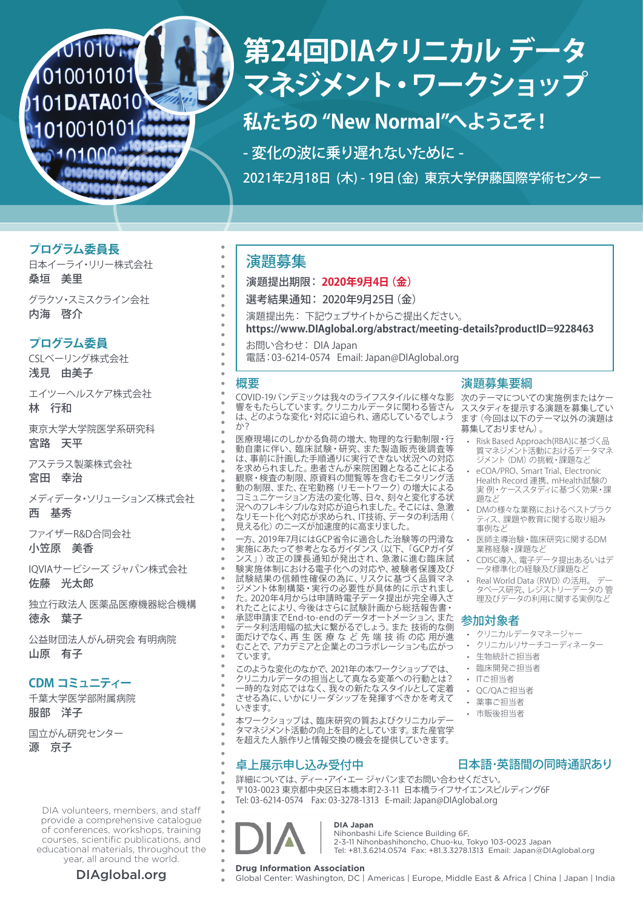# 第24回DIAクリニカル データマネジメント・ワークショップ

## 私たちの “New Normal”へようこそ！

- 変化の波に乗り遅れないために -

2021年2月18日 (木) - 19日 (金) 東京大学伊藤国際学術センター

## プログラム委員長

日本イーライ･リリー株式会社
**桑垣　美里**

グラクソ･スミスクライン会社
**内海　啓介**

## プログラム委員

CSLベーリング株式会社
**浅見　由美子**

エイツーヘルスケア株式会社
**林　行和**

東京大学大学院医学系研究科
**宮路　天平**

アステラス製薬株式会社
**宮田　幸治**

メディデータ･ソリューションズ株式会社
**西　基秀**

ファイザーR&D合同会社
**小笠原　美香**

IQVIAサービシーズ ジャパン株式会社
**佐藤　光太郎**

独立行政法人 医薬品医療機器総合機構
**徳永　葉子**

公益財団法人がん研究会 有明病院
**山原　有子**

## CDM コミュニティー

千葉大学医学部附属病院
**服部　洋子**

国立がん研究センター
**源　京子**

DIA volunteers, members, and staff provide a comprehensive catalogue of conferences, workshops, training courses, scientific publications, and educational materials, throughout the year, all around the world.

DIAglobal.org

## 演題募集

**演題提出期限：2020年9月4日（金）**

**選考結果通知：2020年9月25日（金）**

演題提出先： 下記ウェブサイトからご提出ください。
**https://www.DIAglobal.org/abstract/meeting-details?productID=9228463**

お問い合わせ： DIA Japan
電話：03-6214-0574　Email: Japan@DIAglobal.org

## 概要

COVID-19パンデミックは我々のライフスタイルに様々な影響をもたらしています。クリニカルデータに関わる皆さんは、どのような変化･対応に迫られ、適応しているでしょうか？

医療現場にのしかかる負荷の増大、物理的な行動制限･行動自粛に伴い、臨床試験･研究、また製造販売後調査等は、事前に計画した手順通りに実行できない状況への対応を求められました。患者さんが来院困難となることによる観察･検査の制限、原資料の閲覧等を含むモニタリング活動の制限、また、在宅勤務（リモートワーク）の増大によるコミュニケーション方法の変化等、日々、刻々と変化する状況へのフレキシブルな対応が迫られました。そこには、急激なリモート化へ対応が求められ、IT技術、データの利活用（見える化）のニーズが加速度的に高まりました。

一方、2019年7月にはGCP省令に適合した治験等の円滑な実施にあたって参考となるガイダンス（以下、「GCPガイダンス」）改正の課長通知が発出され、急激に進む臨床試験実施体制における電子化への対応や、被験者保護及び試験結果の信頼性確保の為に、リスクに基づく品質マネジメント体制構築･実行の必要性が具体的に示されました。2020年4月からは申請時電子データ提出が完全導入されたことにより、今後はさらに試験計画から総括報告書･承認申請までEnd-to-endのデータオートメーション、またデータ利活用幅の拡大に繋がるでしょう。また 技術的な側面だけでなく、再 生 医 療 な ど 先 端 技 術 の応 用が進むことで、アカデミアと企業とのコラボレーションも広がっています。

このような変化のなかで、2021年の本ワークショップでは、クリニカルデータの担当として真なる変革への行動とは？一時的な対応ではなく、我々の新たなスタイルとして定着させる為に、いかにリーダシップを発揮すべきかを考えていきます。

本ワークショップは、臨床研究の質およびクリニカルデータマネジメント活動の向上を目的としています。また産官学を超えた人脈作りと情報交換の機会を提供していきます。

## 演題募集要綱

次のテーマについての実施例またはケーススタディを提示する演題を募集しています（今回は以下のテーマ以外の演題は募集しておりません）。

- Risk Based Approach(RBA)に基づく品質マネジメント活動におけるデータマネジメント（DM）の挑戦･課題など
- eCOA/PRO、Smart Trial、Electronic Health Record 連携、mHealth試験の実例･ケーススタディに基づく効果･課題など
- DMの様々な業務におけるベストプラクティス、課題や教育に関する取り組み事例など
- 医師主導治験･臨床研究に関するDM業務経験･課題など
- CDISC導入、電子データ提出あるいはデータ標準化の経験及び課題など
- Real World Data（RWD）の活用。 データベース研究、レジストリーデータの 管理及びデータの利用に関する実例など

## 参加対象者

- クリニカルデータマネージャー
- クリニカルリサーチコーディネーター
- 生物統計ご担当者
- 臨床開発ご担当者
- ITご担当者
- QC/QAご担当者
- 薬事ご担当者
- 市販後担当者

## 卓上展示申し込み受付中

## 日本語･英語間の同時通訳あり

詳細については、ディー･アイ･エー ジャパンまでお問い合わせください。
〒103-0023 東京都中央区日本橋本町2-3-11 日本橋ライフサイエンスビルディング6F
Tel: 03-6214-0574　Fax: 03-3278-1313　E-mail: Japan@DIAglobal.org

DIA

**DIA Japan**
Nihonbashi Life Science Building 6F,
2-3-11 Nihonbashihoncho, Chuo-ku, Tokyo 103-0023 Japan
Tel: +81.3.6214.0574　Fax: +81.3.3278.1313　Email: Japan@DIAglobal.org

**Drug Information Association**
Global Center: Washington, DC | Americas | Europe, Middle East & Africa | China | Japan | India